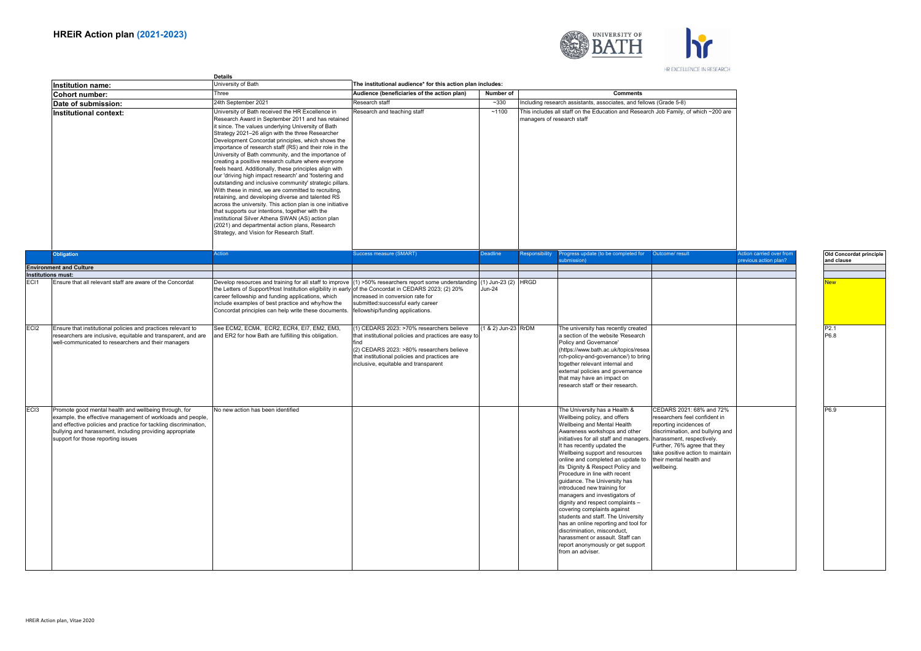# HREiR Action plan (2021-2023)

| | Details | The institutional audience* for this action plan includes: | | |
|---|---|---|---|---|
| | | **Audience (beneficiaries of the action plan)** | **Number of** | **Comments** |
| **Institution name:** | University of Bath | | | |
| **Cohort number:** | Three | | | |
| **Date of submission:** | 24th September 2021 | Research staff | ~330 | Including research assistants, associates, and fellows (Grade 5-8) |
| **Institutional context:** | University of Bath received the HR Excellence in Research Award in September 2011 and has retained it since. The values underlying University of Bath Strategy 2021–26 align with the three Researcher Development Concordat principles, which shows the importance of research staff (RS) and their role in the University of Bath community, and the importance of creating a positive research culture where everyone feels heard. Additionally, these principles align with our 'driving high impact research' and 'fostering and outstanding and inclusive community' strategic pillars. With these in mind, we are committed to recruiting, retaining, and developing diverse and talented RS across the university. This action plan is one initiative that supports our intentions, together with the institutional Silver Athena SWAN (AS) action plan (2021) and departmental action plans, Research Strategy, and Vision for Research Staff. | Research and teaching staff | ~1100 | This includes all staff on the Education and Research Job Family, of which ~200 are managers of research staff |

| | Obligation | Action | Success measure (SMART) | Deadline | Responsibility | Progress update (to be completed for submission) | Outcome/ result | Action carried over from previous action plan? | Old Concordat principle and clause |
|---|---|---|---|---|---|---|---|---|---|
| **Environment and Culture** | | | | | | | | | |
| **Institutions must:** | | | | | | | | | |
| ECI1 | Ensure that all relevant staff are aware of the Concordat | Develop resources and training for all staff to improve the Letters of Support/Host Institution eligibility in early career fellowship and funding applications, which include examples of best practice and why/how the Concordat principles can help write these documents. | (1) >50% researchers report some understanding of the Concordat in CEDARS 2023; (2) 20% increased in conversion rate for submitted:successful early career fellowship/funding applications. | (1) Jun-23 (2) Jun-24 | HRGD | | | | New |
| ECI2 | Ensure that institutional policies and practices relevant to researchers are inclusive, equitable and transparent, and are well-communicated to researchers and their managers | See ECM2, ECM4, ECR2, ECR4, EI7, EM2, EM3, and ER2 for how Bath are fulfilling this obligation. | (1) CEDARS 2023: >70% researchers believe that institutional policies and practices are easy to find<br>(2) CEDARS 2023: >80% researchers believe that institutional policies and practices are inclusive, equitable and transparent | (1 & 2) Jun-23 | RrDM | The university has recently created a section of the website 'Research Policy and Governance' (https://www.bath.ac.uk/topics/research-policy-and-governance/) to bring together relevant internal and external policies and governance that may have an impact on research staff or their research. | | | P2.1<br>P6.8 |
| ECI3 | Promote good mental health and wellbeing through, for example, the effective management of workloads and people, and effective policies and practice for tackling discrimination, bullying and harassment, including providing appropriate support for those reporting issues | No new action has been identified | | | | The University has a Health & Wellbeing policy, and offers Wellbeing and Mental Health Awareness workshops and other initiatives for all staff and managers. It has recently updated the Wellbeing support and resources online and completed an update to its 'Dignity & Respect Policy and Procedure in line with recent guidance. The University has introduced new training for managers and investigators of dignity and respect complaints – covering complaints against students and staff. The University has an online reporting and tool for discrimination, misconduct, harassment or assault. Staff can report anonymously or get support from an adviser. | CEDARS 2021: 68% and 72% researchers feel confident in reporting incidences of discrimination, and bullying and harassment, respectively. Further, 76% agree that they take positive action to maintain their mental health and wellbeing. | | P6.9 |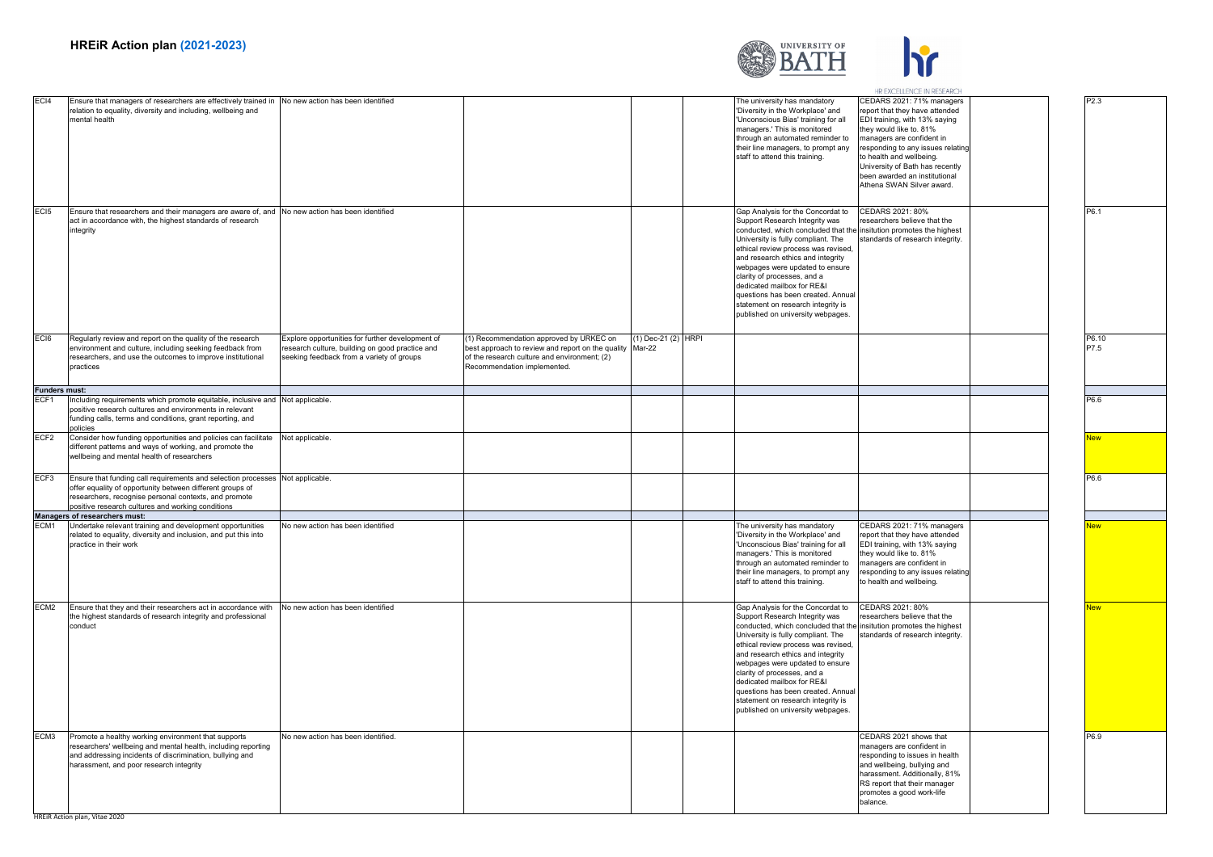# HREiR Action plan (2021-2023)

| | | | | | | | | | | |
|---|---|---|---|---|---|---|---|---|---|---|
| ECI4 | Ensure that managers of researchers are effectively trained in relation to equality, diversity and including, wellbeing and mental health | No new action has been identified | | | | The university has mandatory 'Diversity in the Workplace' and 'Unconscious Bias' training for all managers.' This is monitored through an automated reminder to their line managers, to prompt any staff to attend this training. | CEDARS 2021: 71% managers report that they have attended EDI training, with 13% saying they would like to. 81% managers are confident in responding to any issues relating to health and wellbeing. University of Bath has recently been awarded an institutional Athena SWAN Silver award. | | P2.3 |
| ECI5 | Ensure that researchers and their managers are aware of, and act in accordance with, the highest standards of research integrity | No new action has been identified | | | | Gap Analysis for the Concordat to Support Research Integrity was conducted, which concluded that the University is fully compliant. The ethical review process was revised, and research ethics and integrity webpages were updated to ensure clarity of processes, and a dedicated mailbox for RE&I questions has been created. Annual statement on research integrity is published on university webpages. | CEDARS 2021: 80% researchers believe that the insitution promotes the highest standards of research integrity. | | P6.1 |
| ECI6 | Regularly review and report on the quality of the research environment and culture, including seeking feedback from researchers, and use the outcomes to improve institutional practices | Explore opportunities for further development of research culture, building on good practice and seeking feedback from a variety of groups | (1) Recommendation approved by URKEC on best approach to review and report on the quality of the research culture and environment; (2) Recommendation implemented. | (1) Dec-21 (2) Mar-22 | HRPI | | | | P6.10 P7.5 |
| **Funders must:** | | | | | | | | | |
| ECF1 | Including requirements which promote equitable, inclusive and positive research cultures and environments in relevant funding calls, terms and conditions, grant reporting, and policies | Not applicable. | | | | | | | P6.6 |
| ECF2 | Consider how funding opportunities and policies can facilitate different patterns and ways of working, and promote the wellbeing and mental health of researchers | Not applicable. | | | | | | | New |
| ECF3 | Ensure that funding call requirements and selection processes offer equality of opportunity between different groups of researchers, recognise personal contexts, and promote positive research cultures and working conditions | Not applicable. | | | | | | | P6.6 |
| **Managers of researchers must:** | | | | | | | | | |
| ECM1 | Undertake relevant training and development opportunities related to equality, diversity and inclusion, and put this into practice in their work | No new action has been identified | | | | The university has mandatory 'Diversity in the Workplace' and 'Unconscious Bias' training for all managers.' This is monitored through an automated reminder to their line managers, to prompt any staff to attend this training. | CEDARS 2021: 71% managers report that they have attended EDI training, with 13% saying they would like to. 81% managers are confident in responding to any issues relating to health and wellbeing. | | New |
| ECM2 | Ensure that they and their researchers act in accordance with the highest standards of research integrity and professional conduct | No new action has been identified | | | | Gap Analysis for the Concordat to Support Research Integrity was conducted, which concluded that the University is fully compliant. The ethical review process was revised, and research ethics and integrity webpages were updated to ensure clarity of processes, and a dedicated mailbox for RE&I questions has been created. Annual statement on research integrity is published on university webpages. | CEDARS 2021: 80% researchers believe that the insitution promotes the highest standards of research integrity. | | New |
| ECM3 | Promote a healthy working environment that supports researchers' wellbeing and mental health, including reporting and addressing incidents of discrimination, bullying and harassment, and poor research integrity | No new action has been identified. | | | | | CEDARS 2021 shows that managers are confident in responding to issues in health and wellbeing, bullying and harassment. Additionally, 81% RS report that their manager promotes a good work-life balance. | | P6.9 |

HREiR Action plan, Vitae 2020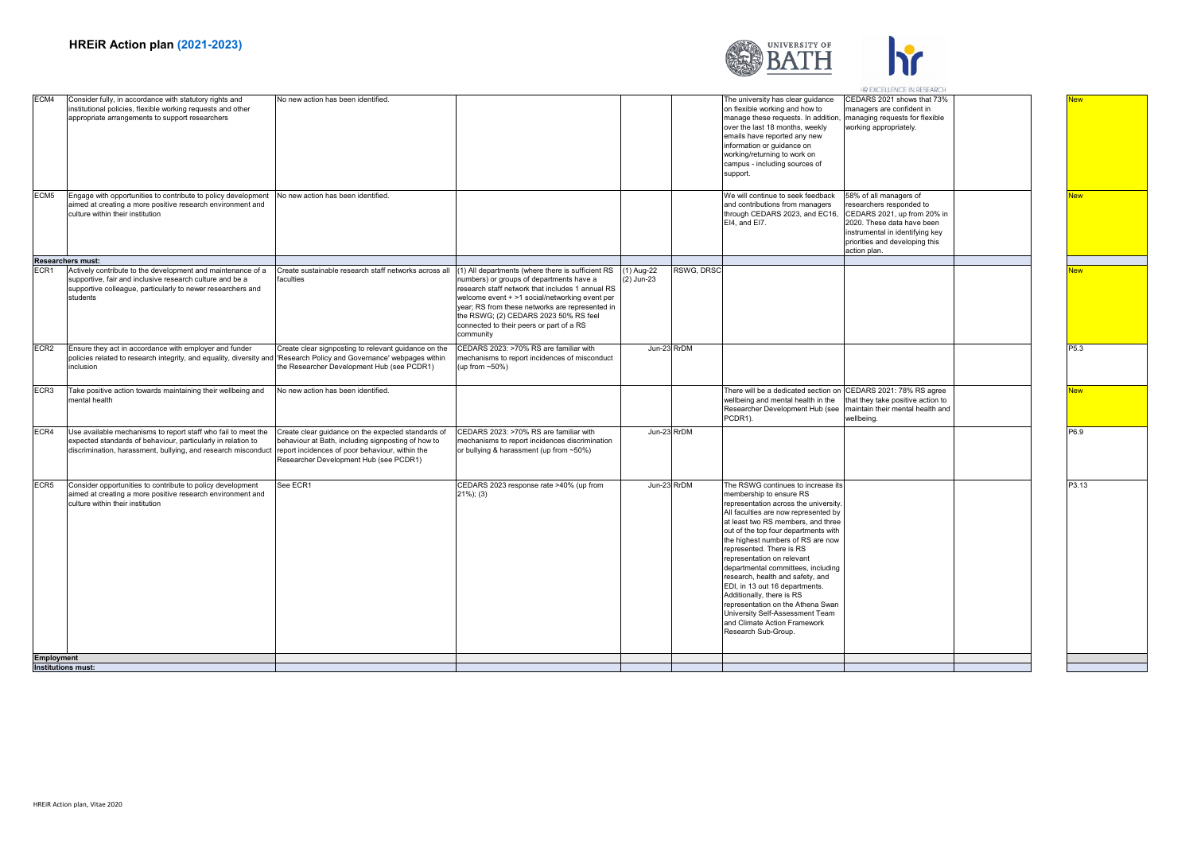# HREiR Action plan (2021-2023)

| | | | | | | | | | | |
|---|---|---|---|---|---|---|---|---|---|---|
| ECM4 | Consider fully, in accordance with statutory rights and institutional policies, flexible working requests and other appropriate arrangements to support researchers | No new action has been identified. | | | | The university has clear guidance on flexible working and how to manage these requests. In addition, over the last 18 months, weekly emails have reported any new information or guidance on working/returning to work on campus - including sources of support. | CEDARS 2021 shows that 73% managers are confident in managing requests for flexible working appropriately. | | New |
| ECM5 | Engage with opportunities to contribute to policy development aimed at creating a more positive research environment and culture within their institution | No new action has been identified. | | | | We will continue to seek feedback and contributions from managers through CEDARS 2023, and EC16, EI4, and EI7. | 58% of all managers of researchers responded to CEDARS 2021, up from 20% in 2020. These data have been instrumental in identifying key priorities and developing this action plan. | | New |
| **Researchers must:** | | | | | | | | | |
| ECR1 | Actively contribute to the development and maintenance of a supportive, fair and inclusive research culture and be a supportive colleague, particularly to newer researchers and students | Create sustainable research staff networks across all faculties | (1) All departments (where there is sufficient RS numbers) or groups of departments have a research staff network that includes 1 annual RS welcome event + >1 social/networking event per year; RS from these networks are represented in the RSWG; (2) CEDARS 2023 50% RS feel connected to their peers or part of a RS community | (1) Aug-22 (2) Jun-23 | RSWG, DRSC | | | | New |
| ECR2 | Ensure they act in accordance with employer and funder policies related to research integrity, and equality, diversity and inclusion | Create clear signposting to relevant guidance on the 'Research Policy and Governance' webpages within the Researcher Development Hub (see PCDR1) | CEDARS 2023: >70% RS are familiar with mechanisms to report incidences of misconduct (up from ~50%) | Jun-23 | RrDM | | | | P5.3 |
| ECR3 | Take positive action towards maintaining their wellbeing and mental health | No new action has been identified. | | | | There will be a dedicated section on wellbeing and mental health in the Researcher Development Hub (see PCDR1). | CEDARS 2021: 78% RS agree that they take positive action to maintain their mental health and wellbeing. | | New |
| ECR4 | Use available mechanisms to report staff who fail to meet the expected standards of behaviour, particularly in relation to discrimination, harassment, bullying, and research misconduct | Create clear guidance on the expected standards of behaviour at Bath, including signposting of how to report incidences of poor behaviour, within the Researcher Development Hub (see PCDR1) | CEDARS 2023: >70% RS are familiar with mechanisms to report incidences discrimination or bullying & harassment (up from ~50%) | Jun-23 | RrDM | | | | P6.9 |
| ECR5 | Consider opportunities to contribute to policy development aimed at creating a more positive research environment and culture within their institution | See ECR1 | CEDARS 2023 response rate >40% (up from 21%); (3) | Jun-23 | RrDM | The RSWG continues to increase its membership to ensure RS representation across the university. All faculties are now represented by at least two RS members, and three out of the top four departments with the highest numbers of RS are now represented. There is RS representation on relevant departmental committees, including research, health and safety, and EDI, in 13 out 16 departments. Additionally, there is RS representation on the Athena Swan University Self-Assessment Team and Climate Action Framework Research Sub-Group. | | | P3.13 |
| **Employment** | | | | | | | | | |
| **Institutions must:** | | | | | | | | | |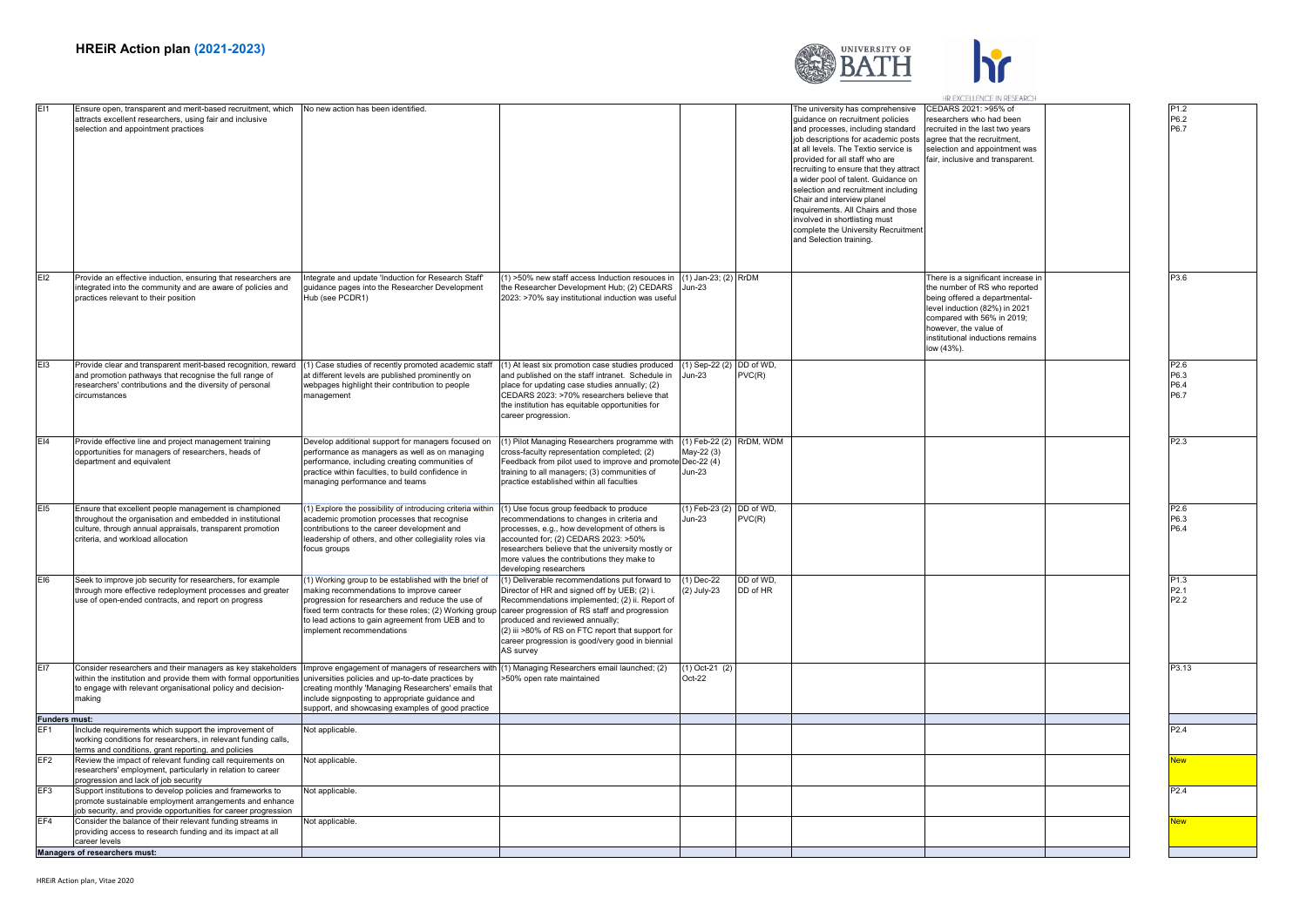# HREiR Action plan (2021-2023)

| | | | | | | | | | | |
|---|---|---|---|---|---|---|---|---|---|---|
| EI1 | Ensure open, transparent and merit-based recruitment, which attracts excellent researchers, using fair and inclusive selection and appointment practices | No new action has been identified. | | | | The university has comprehensive guidance on recruitment policies and processes, including standard job descriptions for academic posts at all levels. The Textio service is provided for all staff who are recruiting to ensure that they attract a wider pool of talent. Guidance on selection and recruitment including Chair and interview planel requirements. All Chairs and those involved in shortlisting must complete the University Recruitment and Selection training. | CEDARS 2021: >95% of researchers who had been recruited in the last two years agree that the recruitment, selection and appointment was fair, inclusive and transparent. | | P1.2 P6.2 P6.7 |
| EI2 | Provide an effective induction, ensuring that researchers are integrated into the community and are aware of policies and practices relevant to their position | Integrate and update 'Induction for Research Staff' guidance pages into the Researcher Development Hub (see PCDR1) | (1) >50% new staff access Induction resouces in the Researcher Development Hub; (2) CEDARS 2023: >70% say institutional induction was useful | (1) Jan-23; (2) Jun-23 | RrDM | | There is a significant increase in the number of RS who reported being offered a departmental-level induction (82%) in 2021 compared with 56% in 2019; however, the value of institutional inductions remains low (43%). | | P3.6 |
| EI3 | Provide clear and transparent merit-based recognition, reward and promotion pathways that recognise the full range of researchers' contributions and the diversity of personal circumstances | (1) Case studies of recently promoted academic staff at different levels are published prominently on webpages highlight their contribution to people management | (1) At least six promotion case studies produced and published on the staff intranet. Schedule in place for updating case studies annually; (2) CEDARS 2023: >70% researchers believe that the institution has equitable opportunities for career progression. | (1) Sep-22 (2) Jun-23 | DD of WD, PVC(R) | | | | P2.6 P6.3 P6.4 P6.7 |
| EI4 | Provide effective line and project management training opportunities for managers of researchers, heads of department and equivalent | Develop additional support for managers focused on performance as managers as well as on managing performance, including creating communities of practice within faculties, to build confidence in managing performance and teams | (1) Pilot Managing Researchers programme with cross-faculty representation completed; (2) Feedback from pilot used to improve and promote training to all managers; (3) communities of practice established within all faculties | (1) Feb-22 (2) May-22 (3) Dec-22 (4) Jun-23 | RrDM, WDM | | | | P2.3 |
| EI5 | Ensure that excellent people management is championed throughout the organisation and embedded in institutional culture, through annual appraisals, transparent promotion criteria, and workload allocation | (1) Explore the possibility of introducing criteria within academic promotion processes that recognise contributions to the career development and leadership of others, and other collegiality roles via focus groups | (1) Use focus group feedback to produce recommendations to changes in criteria and processes, e.g., how development of others is accounted for; (2) CEDARS 2023: >50% researchers believe that the university mostly or more values the contributions they make to developing researchers | (1) Feb-23 (2) Jun-23 | DD of WD, PVC(R) | | | | P2.6 P6.3 P6.4 |
| EI6 | Seek to improve job security for researchers, for example through more effective redeployment processes and greater use of open-ended contracts, and report on progress | (1) Working group to be established with the brief of making recommendations to improve career progression for researchers and reduce the use of fixed term contracts for these roles; (2) Working group to lead actions to gain agreement from UEB and to implement recommendations | (1) Deliverable recommendations put forward to Director of HR and signed off by UEB; (2) i. Recommendations implemented; (2) ii. Report of career progression of RS staff and progression produced and reviewed annually; (2) iii >80% of RS on FTC report that support for career progression is good/very good in biennial AS survey | (1) Dec-22 (2) July-23 | DD of WD, DD of HR | | | | P1.3 P2.1 P2.2 |
| EI7 | Consider researchers and their managers as key stakeholders within the institution and provide them with formal opportunities to engage with relevant organisational policy and decision-making | Improve engagement of managers of researchers with universities policies and up-to-date practices by creating monthly 'Managing Researchers' emails that include signposting to appropriate guidance and support, and showcasing examples of good practice | (1) Managing Researchers email launched; (2) >50% open rate maintained | (1) Oct-21 (2) Oct-22 | | | | | P3.13 |
| **Funders must:** | | | | | | | | | |
| EF1 | Include requirements which support the improvement of working conditions for researchers, in relevant funding calls, terms and conditions, grant reporting, and policies | Not applicable. | | | | | | | P2.4 |
| EF2 | Review the impact of relevant funding call requirements on researchers' employment, particularly in relation to career progression and lack of job security | Not applicable. | | | | | | | New |
| EF3 | Support institutions to develop policies and frameworks to promote sustainable employment arrangements and enhance job security, and provide opportunities for career progression | Not applicable. | | | | | | | P2.4 |
| EF4 | Consider the balance of their relevant funding streams in providing access to research funding and its impact at all career levels | Not applicable. | | | | | | | New |
| **Managers of researchers must:** | | | | | | | | | |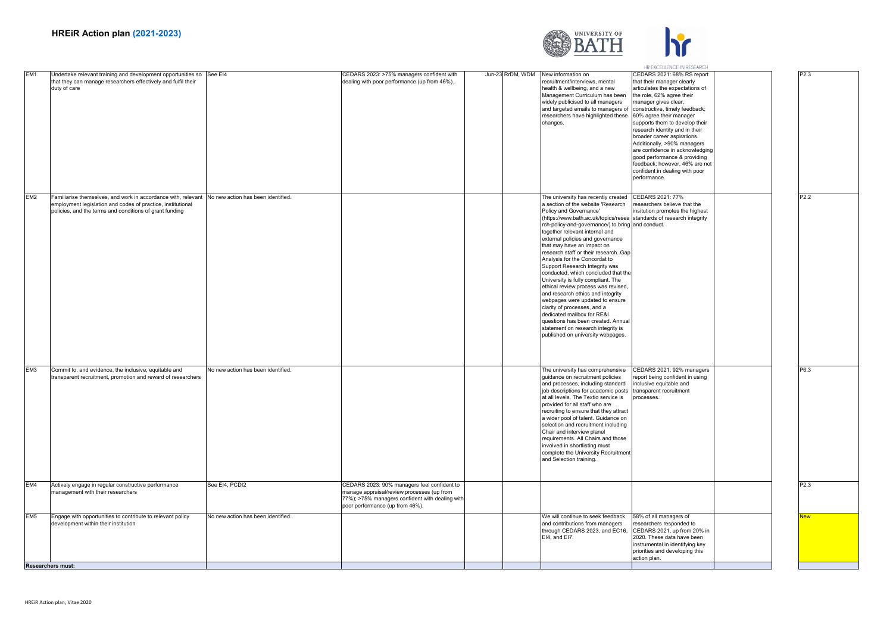# HREiR Action plan (2021-2023)

| | | | | | | | | | |
|---|---|---|---|---|---|---|---|---|---|
| EM1 | Undertake relevant training and development opportunities so that they can manage researchers effectively and fulfil their duty of care | See EI4 | CEDARS 2023: >75% managers confident with dealing with poor performance (up from 46%). | Jun-23 | RrDM, WDM | New information on recruitment/interviews, mental health & wellbeing, and a new Management Curriculum has been widely publicised to all managers and targeted emails to managers of researchers have highlighted these changes. | CEDARS 2021: 68% RS report that their manager clearly articulates the expectations of the role, 62% agree their manager gives clear, constructive, timely feedback; 60% agree their manager supports them to develop their research identity and in their broader career aspirations. Additionally, >90% managers are confidence in acknowledging good performance & providing feedback; however, 46% are not confident in dealing with poor performance. | | P2.3 |
| EM2 | Familiarise themselves, and work in accordance with, relevant employment legislation and codes of practice, institutional policies, and the terms and conditions of grant funding | No new action has been identified. | | | | The university has recently created a section of the website 'Research Policy and Governance' (https://www.bath.ac.uk/topics/research-policy-and-governance/) to bring together relevant internal and external policies and governance that may have an impact on research staff or their research. Gap Analysis for the Concordat to Support Research Integrity was conducted, which concluded that the University is fully compliant. The ethical review process was revised, and research ethics and integrity webpages were updated to ensure clarity of processes, and a dedicated mailbox for RE&I questions has been created. Annual statement on research integrity is published on university webpages. | CEDARS 2021: 77% researchers believe that the insitution promotes the highest standards of research integrity and conduct. | | P2.2 |
| EM3 | Commit to, and evidence, the inclusive, equitable and transparent recruitment, promotion and reward of researchers | No new action has been identified. | | | | The university has comprehensive guidance on recruitment policies and processes, including standard job descriptions for academic posts at all levels. The Textio service is provided for all staff who are recruiting to ensure that they attract a wider pool of talent. Guidance on selection and recruitment including Chair and interview planel requirements. All Chairs and those involved in shortlisting must complete the University Recruitment and Selection training. | CEDARS 2021: 92% managers report being confident in using inclusive equitable and transparent recruitment processes. | | P6.3 |
| EM4 | Actively engage in regular constructive performance management with their researchers | See EI4, PCDI2 | CEDARS 2023: 90% managers feel confident to manage appraisal/review processes (up from 77%); >75% managers confident with dealing with poor performance (up from 46%). | | | | | | P2.3 |
| EM5 | Engage with opportunities to contribute to relevant policy development within their institution | No new action has been identified. | | | | We will continue to seek feedback and contributions from managers through CEDARS 2023, and EC16, EI4, and EI7. | 58% of all managers of researchers responded to CEDARS 2021, up from 20% in 2020. These data have been instrumental in identifying key priorities and developing this action plan. | | New |
| **Researchers must:** | | | | | | | | | |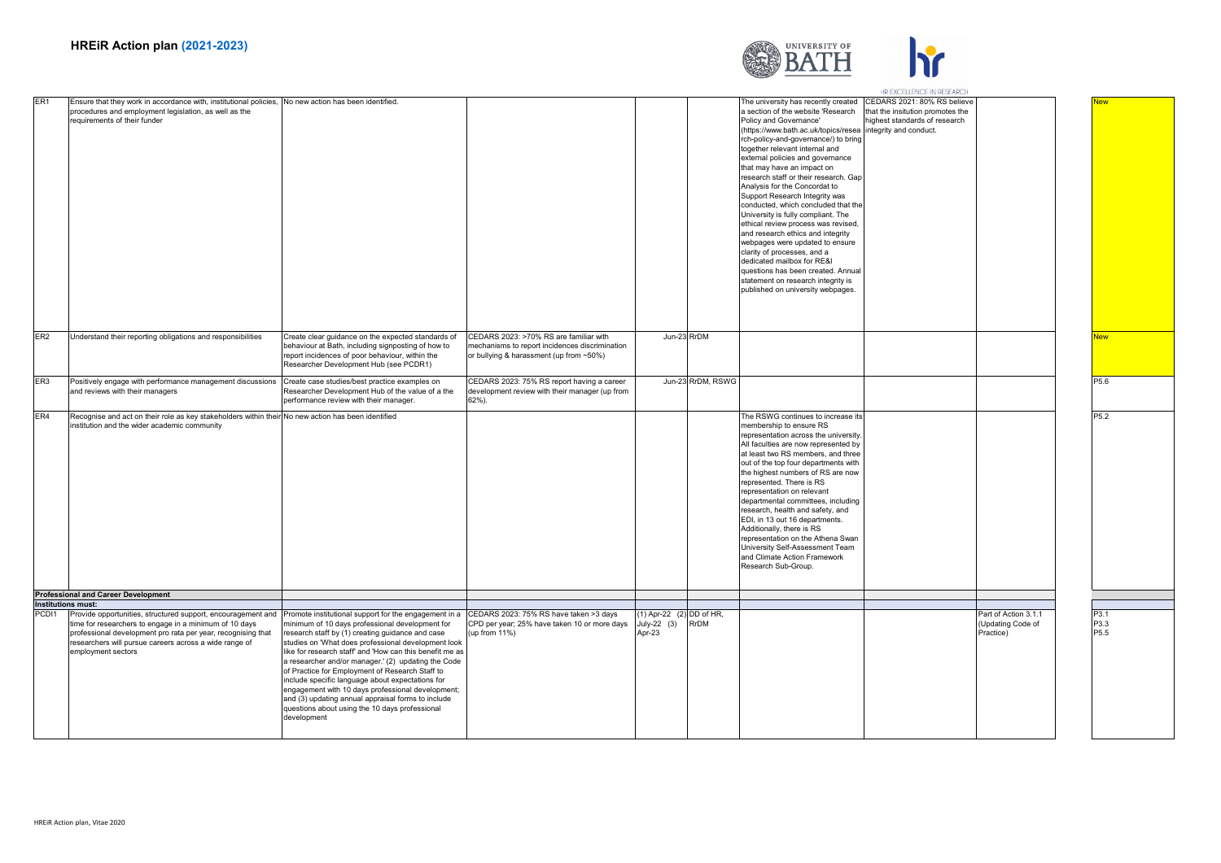# HREiR Action plan (2021-2023)

| | | | | | | | | | | |
|---|---|---|---|---|---|---|---|---|---|---|
| ER1 | Ensure that they work in accordance with, institutional policies, procedures and employment legislation, as well as the requirements of their funder | No new action has been identified. | | | | The university has recently created a section of the website 'Research Policy and Governance' (https://www.bath.ac.uk/topics/research-policy-and-governance/) to bring together relevant internal and external policies and governance that may have an impact on research staff or their research. Gap Analysis for the Concordat to Support Research Integrity was conducted, which concluded that the University is fully compliant. The ethical review process was revised, and research ethics and integrity webpages were updated to ensure clarity of processes, and a dedicated mailbox for RE&I questions has been created. Annual statement on research integrity is published on university webpages. | CEDARS 2021: 80% RS believe that the insitution promotes the highest standards of research integrity and conduct. | | New |
| ER2 | Understand their reporting obligations and responsibilities | Create clear guidance on the expected standards of behaviour at Bath, including signposting of how to report incidences of poor behaviour, within the Researcher Development Hub (see PCDR1) | CEDARS 2023: >70% RS are familiar with mechanisms to report incidences discrimination or bullying & harassment (up from ~50%) | Jun-23 | RrDM | | | | New |
| ER3 | Positively engage with performance management discussions and reviews with their managers | Create case studies/best practice examples on Researcher Development Hub of the value of a the performance review with their manager. | CEDARS 2023: 75% RS report having a career development review with their manager (up from 62%). | Jun-23 | RrDM, RSWG | | | | P5.6 |
| ER4 | Recognise and act on their role as key stakeholders within their institution and the wider academic community | No new action has been identified | | | | The RSWG continues to increase its membership to ensure RS representation across the university. All faculties are now represented by at least two RS members, and three out of the top four departments with the highest numbers of RS are now represented. There is RS representation on relevant departmental committees, including research, health and safety, and EDI, in 13 out 16 departments. Additionally, there is RS representation on the Athena Swan University Self-Assessment Team and Climate Action Framework Research Sub-Group. | | | P5.2 |
| **Professional and Career Development** | | | | | | | | | |
| **Institutions must:** | | | | | | | | | |
| PCDI1 | Provide opportunities, structured support, encouragement and time for researchers to engage in a minimum of 10 days professional development pro rata per year, recognising that researchers will pursue careers across a wide range of employment sectors | Promote institutional support for the engagement in a minimum of 10 days professional development for research staff by (1) creating guidance and case studies on 'What does professional development look like for research staff' and 'How can this benefit me as a researcher and/or manager.' (2) updating the Code of Practice for Employment of Research Staff to include specific language about expectations for engagement with 10 days professional development; and (3) updating annual appraisal forms to include questions about using the 10 days professional development | CEDARS 2023: 75% RS have taken >3 days CPD per year; 25% have taken 10 or more days (up from 11%) | (1) Apr-22 (2) July-22 (3) Apr-23 | DD of HR, RrDM | | | Part of Action 3.1.1 (Updating Code of Practice) | P3.1 P3.3 P5.5 |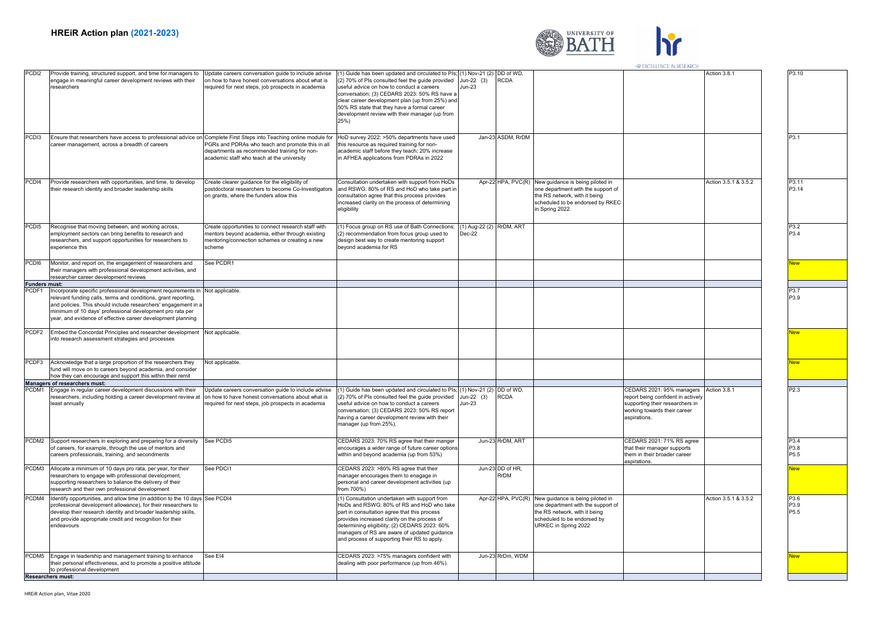# HREiR Action plan (2021-2023)

| | | | | | | | | | |
|---|---|---|---|---|---|---|---|---|---|
| PCDI2 | Provide training, structured support, and time for managers to engage in meaningful career development reviews with their researchers | Update careers conversation guide to include advise on how to have honest conversations about what is required for next steps, job prospects in academia | (1) Guide has been updated and circulated to PIs; (2) 70% of PIs consulted feel the guide provided useful advice on how to conduct a careers conversation; (3) CEDARS 2023: 50% RS have a clear career development plan (up from 25%) and 50% RS state that they have a formal career development review with their manager (up from 25%) | (1) Nov-21 (2) Jun-22 (3) Jun-23 | DD of WD, RCDA | | | Action 3.8.1 | P3.10 |
| PCDI3 | Ensure that researchers have access to professional advice on career management, across a breadth of careers | Complete First Steps into Teaching online module for PGRs and PDRAs who teach and promote this in all departments as recommended training for non-academic staff who teach at the university | HoD survey 2022: >50% departments have used this resource as required training for non-academic staff before they teach; 20% increase in AFHEA applications from PDRAs in 2022 | Jan-23 | ASDM, RrDM | | | | P3.1 |
| PCDI4 | Provide researchers with opportunities, and time, to develop their research identity and broader leadership skills | Create clearer guidance for the eligibility of postdoctoral researchers to become Co-Investigators on grants, where the funders allow this | Consultation undertaken with support from HoDs and RSWG: 80% of RS and HoD who take part in consultation agree that this process provides increased clarity on the process of determining eligibility | Apr-22 | HPA, PVC(R) | New guidance is being piloted in one department with the support of the RS network, with it being scheduled to be endorsed by RKEC in Spring 2022. | | Action 3.5.1 & 3.5.2 | P3.11 P3.14 |
| PCDI5 | Recognise that moving between, and working across, employment sectors can bring benefits to research and researchers, and support opportunities for researchers to experience this | Create opportunities to connect research staff with mentors beyond academia, either through existing mentoring/connection schemes or creating a new scheme | (1) Focus group on RS use of Bath Connections; (2) recommendation from focus group used to design best way to create mentoring support beyond academia for RS | (1) Aug-22 (2) Dec-22 | RrDM, ART | | | | P3.2 P3.4 |
| PCDI6 | Monitor, and report on, the engagement of researchers and their managers with professional development activities, and researcher career development reviews | See PCDR1 | | | | | | | New |
| **Funders must:** | | | | | | | | | |
| PCDF1 | Incorporate specific professional development requirements in relevant funding calls, terms and conditions, grant reporting, and policies. This should include researchers' engagement in a minimum of 10 days' professional development pro rata per year, and evidence of effective career development planning | Not applicable. | | | | | | | P3.7 P3.9 |
| PCDF2 | Embed the Concordat Principles and researcher development into research assessment strategies and processes | Not applicable. | | | | | | | New |
| PCDF3 | Acknowledge that a large proportion of the researchers they fund will move on to careers beyond academia, and consider how they can encourage and support this within their remit | Not applicable. | | | | | | | New |
| **Managers of researchers must:** | | | | | | | | | |
| PCDM1 | Engage in regular career development discussions with their researchers, including holding a career development review at least annually | Update careers conversation guide to include advise on how to have honest conversations about what is required for next steps, job prospects in academia | (1) Guide has been updated and circulated to PIs; (2) 70% of PIs consulted feel the guide provided useful advice on how to conduct a careers conversation; (3) CEDARS 2023: 50% RS report having a career development review with their manager (up from 25%). | (1) Nov-21 (2) Jun-22 (3) Jun-23 | DD of WD, RCDA | | CEDARS 2021: 95% managers report being confident in actively supporting their researchers in working towards their career aspirations. | Action 3.8.1 | P2.3 |
| PCDM2 | Support researchers in exploring and preparing for a diversity of careers, for example, through the use of mentors and careers professionals, training, and secondments | See PCDI5 | CEDARS 2023: 70% RS agree that their manger encourages a wider range of future career options within and beyond academia (up from 53%) | Jun-23 | RrDM, ART | | CEDARS 2021: 71% RS agree that their manager supports them in their broader career aspirations. | | P3.4 P3.8 P5.5 |
| PCDM3 | Allocate a minimum of 10 days pro rata, per year, for their researchers to engage with professional development, supporting researchers to balance the delivery of their research and their own professional development | See PDCI1 | CEDARS 2023: >80% RS agree that their manager encourages them to enagage in personal and career development activities (up from 700%) | Jun-23 | DD of HR, RrDM | | | | New |
| PCDM4 | Identify opportunities, and allow time (in addition to the 10 days professional development allowance), for their researchers to develop their research identity and broader leadership skills, and provide appropriate credit and recognition for their endeavours | See PCDI4 | (1) Consultation undertaken with support from HoDs and RSWG: 80% of RS and HoD who take part in consultation agree that this process provides increased clarity on the process of determining eligibility; (2) CEDARS 2023: 60% managers of RS are aware of updated guidance and process of supporting their RS to apply. | Apr-22 | HPA, PVC(R) | New guidance is being piloted in one department with the support of the RS network, with it being scheduled to be endorsed by URKEC in Spring 2022 | | Action 3.5.1 & 3.5.2 | P3.6 P3.9 P5.5 |
| PCDM5 | Engage in leadership and management training to enhance their personal effectiveness, and to promote a positive attitude to professional development | See EI4 | CEDARS 2023: >75% managers confident with dealing with poor performance (up from 46%). | Jun-23 | RrDm, WDM | | | | New |
| **Researchers must:** | | | | | | | | | |

HREiR Action plan, Vitae 2020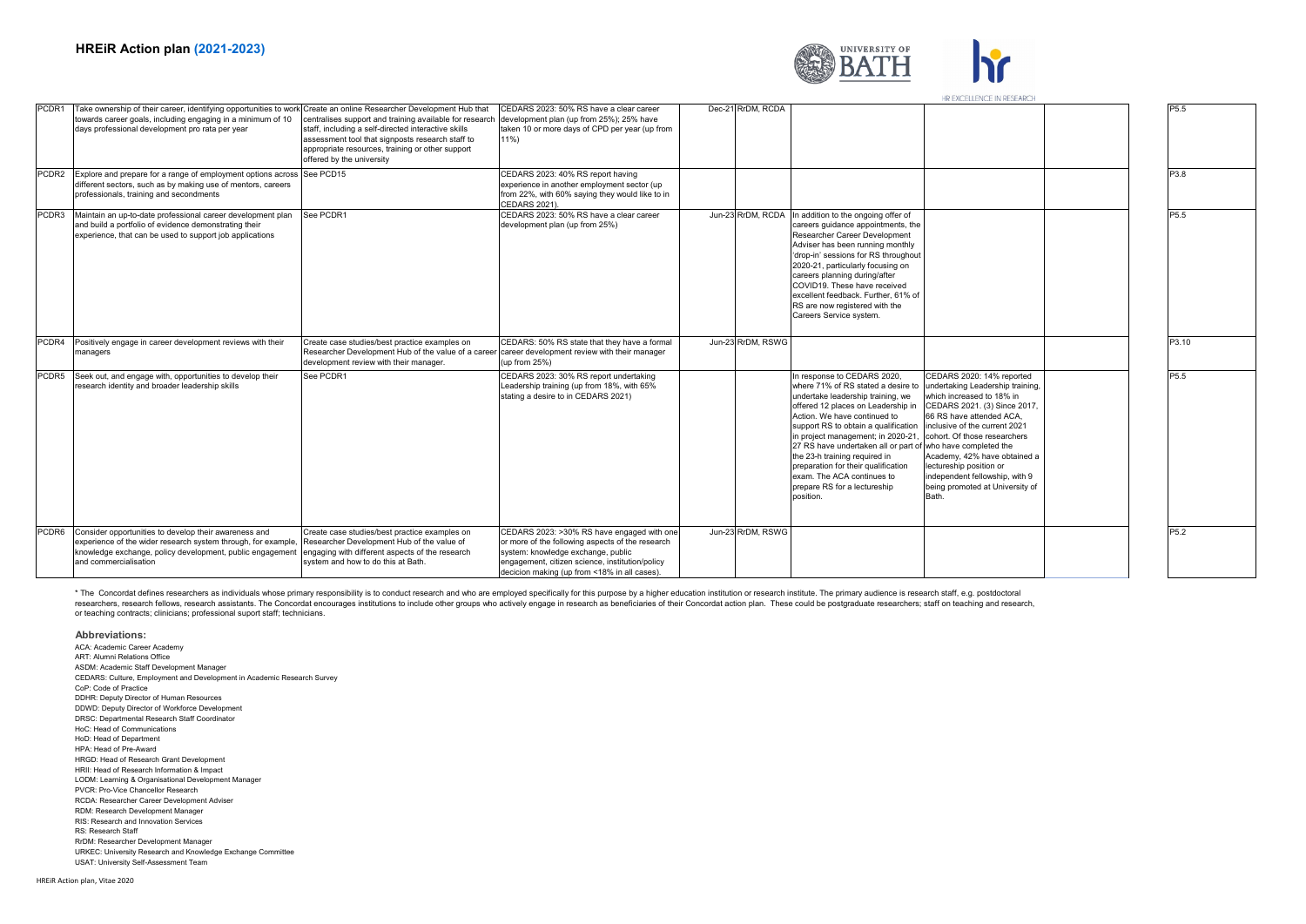# HREiR Action plan (2021-2023)

| | | | | | | | | | |
|---|---|---|---|---|---|---|---|---|---|
| PCDR1 | Take ownership of their career, identifying opportunities to work towards career goals, including engaging in a minimum of 10 days professional development pro rata per year | Create an online Researcher Development Hub that centralises support and training available for research staff, including a self-directed interactive skills assessment tool that signposts research staff to appropriate resources, training or other support offered by the university | CEDARS 2023: 50% RS have a clear career development plan (up from 25%); 25% have taken 10 or more days of CPD per year (up from 11%) | Dec-21 | RrDM, RCDA | | | | P5.5 |
| PCDR2 | Explore and prepare for a range of employment options across different sectors, such as by making use of mentors, careers professionals, training and secondments | See PCD15 | CEDARS 2023: 40% RS report having experience in another employment sector (up from 22%, with 60% saying they would like to in CEDARS 2021). | | | | | | P3.8 |
| PCDR3 | Maintain an up-to-date professional career development plan and build a portfolio of evidence demonstrating their experience, that can be used to support job applications | See PCDR1 | CEDARS 2023: 50% RS have a clear career development plan (up from 25%) | Jun-23 | RrDM, RCDA | In addition to the ongoing offer of careers guidance appointments, the Researcher Career Development Adviser has been running monthly 'drop-in' sessions for RS throughout 2020-21, particularly focusing on careers planning during/after COVID19. These have received excellent feedback. Further, 61% of RS are now registered with the Careers Service system. | | | P5.5 |
| PCDR4 | Positively engage in career development reviews with their managers | Create case studies/best practice examples on Researcher Development Hub of the value of a career development review with their manager. | CEDARS: 50% RS state that they have a formal career development review with their manager (up from 25%) | Jun-23 | RrDM, RSWG | | | | P3.10 |
| PCDR5 | Seek out, and engage with, opportunities to develop their research identity and broader leadership skills | See PCDR1 | CEDARS 2023: 30% RS report undertaking Leadership training (up from 18%, with 65% stating a desire to in CEDARS 2021) | | | In response to CEDARS 2020, where 71% of RS stated a desire to undertake leadership training, we offered 12 places on Leadership in Action. We have continued to support RS to obtain a qualification in project management; in 2020-21, 27 RS have undertaken all or part of the 23-h training required in preparation for their qualification exam. The ACA continues to prepare RS for a lectureship position. | CEDARS 2020: 14% reported undertaking Leadership training, which increased to 18% in CEDARS 2021. (3) Since 2017, 66 RS have attended ACA, inclusive of the current 2021 cohort. Of those researchers who have completed the Academy, 42% have obtained a lectureship position or independent fellowship, with 9 being promoted at University of Bath. | | P5.5 |
| PCDR6 | Consider opportunities to develop their awareness and experience of the wider research system through, for example, knowledge exchange, policy development, public engagement and commercialisation | Create case studies/best practice examples on Researcher Development Hub of the value of engaging with different aspects of the research system and how to do this at Bath. | CEDARS 2023: >30% RS have engaged with one or more of the following aspects of the research system: knowledge exchange, public engagement, citizen science, institution/policy decicion making (up from <18% in all cases). | Jun-23 | RrDM, RSWG | | | | P5.2 |

\* The Concordat defines researchers as individuals whose primary responsibility is to conduct research and who are employed specifically for this purpose by a higher education institution or research institute. The primary audience is research staff, e.g. postdoctoral researchers, research fellows, research assistants. The Concordat encourages institutions to include other groups who actively engage in research as beneficiaries of their Concordat action plan. These could be postgraduate researchers; staff on teaching and research, or teaching contracts; clinicians; professional suport staff; technicians.

### Abbreviations:

ACA: Academic Career Academy
ART: Alumni Relations Office
ASDM: Academic Staff Development Manager
CEDARS: Culture, Employment and Development in Academic Research Survey
CoP: Code of Practice
DDHR: Deputy Director of Human Resources
DDWD: Deputy Director of Workforce Development
DRSC: Departmental Research Staff Coordinator
HoC: Head of Communications
HoD: Head of Department
HPA: Head of Pre-Award
HRGD: Head of Research Grant Development
HRII: Head of Research Information & Impact
LODM: Learning & Organisational Development Manager
PVCR: Pro-Vice Chancellor Research
RCDA: Researcher Career Development Adviser
RDM: Research Development Manager
RIS: Research and Innovation Services
RS: Research Staff
RrDM: Researcher Development Manager
URKEC: University Research and Knowledge Exchange Committee
USAT: University Self-Assessment Team